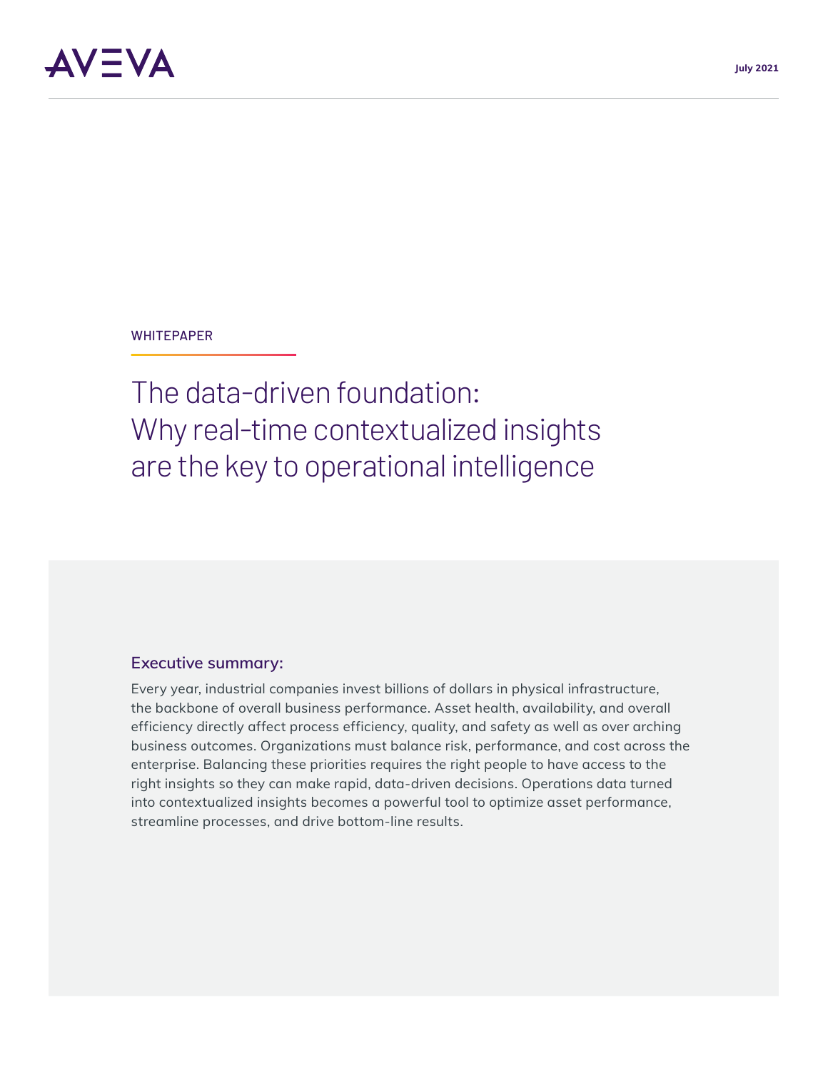AVEVA

July 2021

WHITEPAPER

# The data-driven foundation: Why real-time contextualized insights are the key to operational intelligence

## Executive summary:

Every year, industrial companies invest billions of dollars in physical infrastructure, the backbone of overall business performance. Asset health, availability, and overall efficiency directly affect process efficiency, quality, and safety as well as over arching business outcomes. Organizations must balance risk, performance, and cost across the enterprise. Balancing these priorities requires the right people to have access to the right insights so they can make rapid, data-driven decisions. Operations data turned into contextualized insights becomes a powerful tool to optimize asset performance, streamline processes, and drive bottom-line results.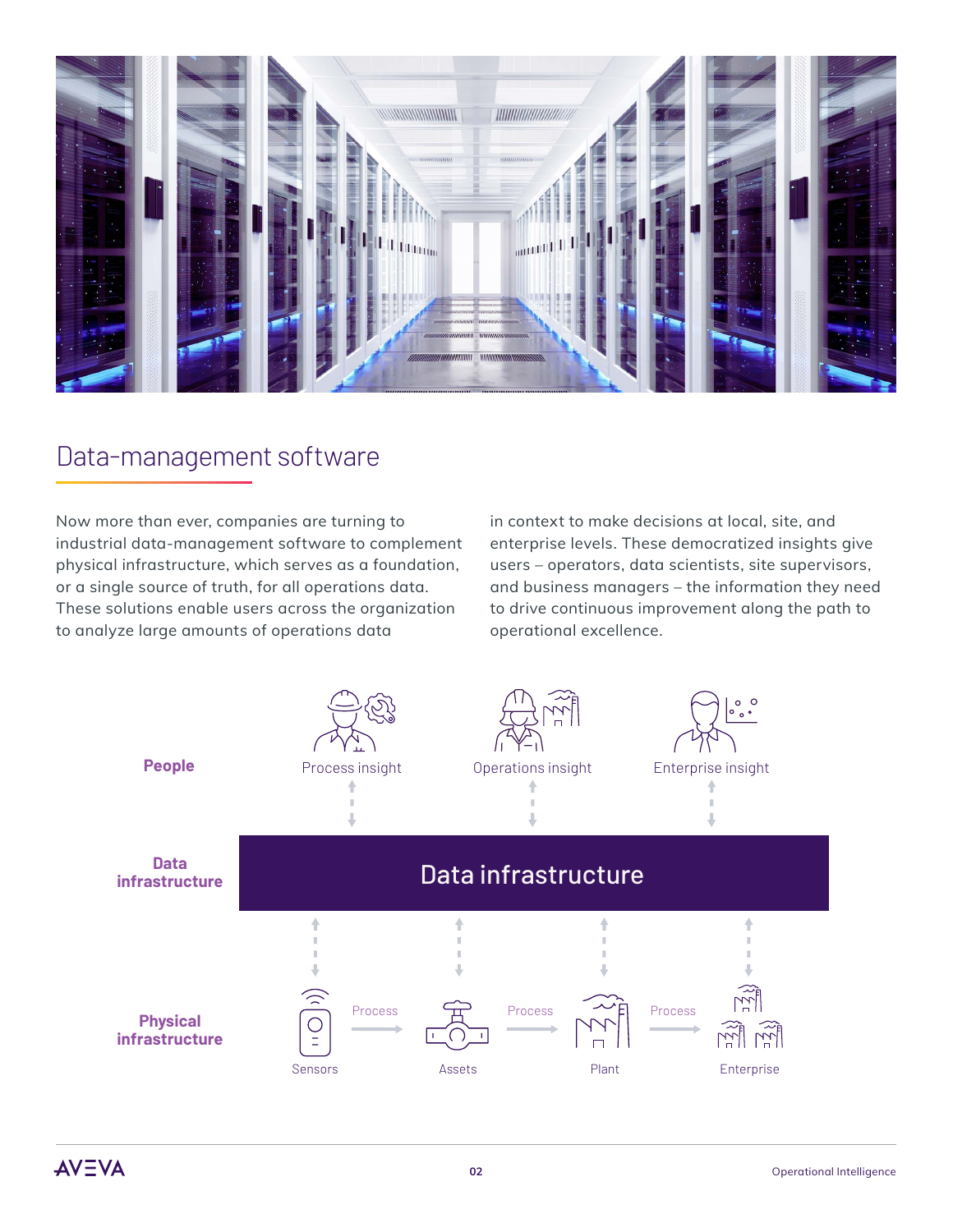## Data-management software

Now more than ever, companies are turning to industrial data-management software to complement physical infrastructure, which serves as a foundation, or a single source of truth, for all operations data. These solutions enable users across the organization to analyze large amounts of operations data in context to make decisions at local, site, and enterprise levels. These democratized insights give users – operators, data scientists, site supervisors, and business managers – the information they need to drive continuous improvement along the path to operational excellence.

**People**

Process insight | Operations insight | Enterprise insight

**Data infrastructure**

Data infrastructure

**Physical infrastructure**

Sensors → Process → Assets → Process → Plant → Process → Enterprise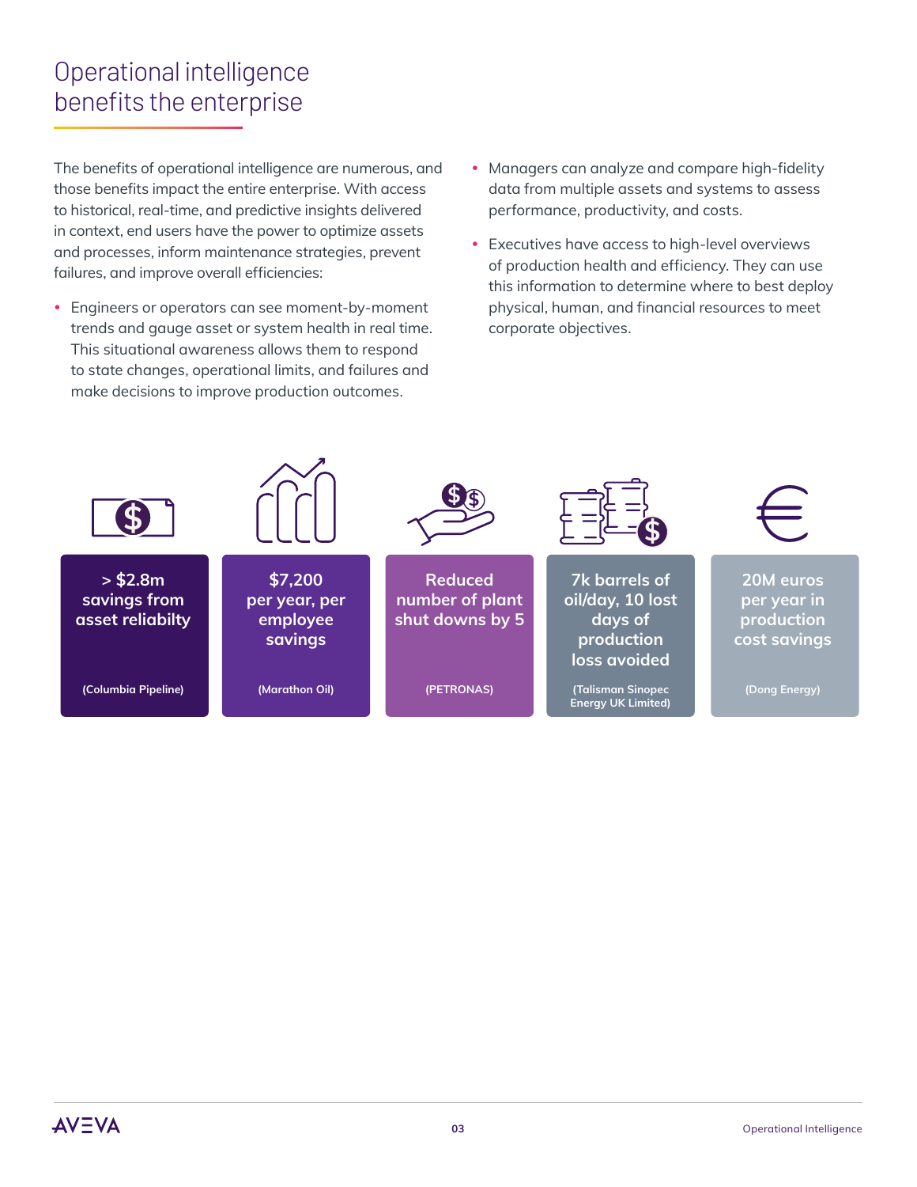# Operational intelligence benefits the enterprise

The benefits of operational intelligence are numerous, and those benefits impact the entire enterprise. With access to historical, real-time, and predictive insights delivered in context, end users have the power to optimize assets and processes, inform maintenance strategies, prevent failures, and improve overall efficiencies:

- Engineers or operators can see moment-by-moment trends and gauge asset or system health in real time. This situational awareness allows them to respond to state changes, operational limits, and failures and make decisions to improve production outcomes.
- Managers can analyze and compare high-fidelity data from multiple assets and systems to assess performance, productivity, and costs.
- Executives have access to high-level overviews of production health and efficiency. They can use this information to determine where to best deploy physical, human, and financial resources to meet corporate objectives.

**> $2.8m savings from asset reliabilty**
**(Columbia Pipeline)**

**$7,200 per year, per employee savings**
**(Marathon Oil)**

**Reduced number of plant shut downs by 5**
**(PETRONAS)**

**7k barrels of oil/day, 10 lost days of production loss avoided**
**(Talisman Sinopec Energy UK Limited)**

**20M euros per year in production cost savings**
**(Dong Energy)**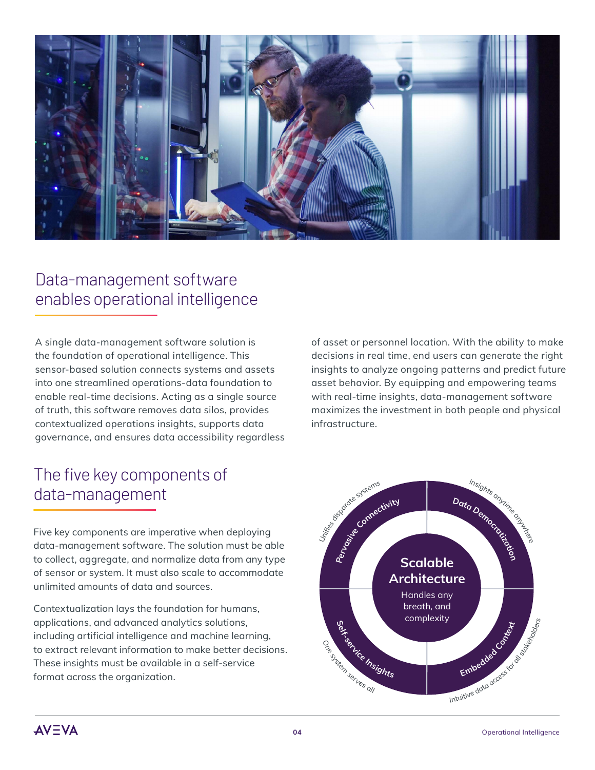## Data-management software enables operational intelligence

A single data-management software solution is the foundation of operational intelligence. This sensor-based solution connects systems and assets into one streamlined operations-data foundation to enable real-time decisions. Acting as a single source of truth, this software removes data silos, provides contextualized operations insights, supports data governance, and ensures data accessibility regardless of asset or personnel location. With the ability to make decisions in real time, end users can generate the right insights to analyze ongoing patterns and predict future asset behavior. By equipping and empowering teams with real-time insights, data-management software maximizes the investment in both people and physical infrastructure.

## The five key components of data-management

Five key components are imperative when deploying data-management software. The solution must be able to collect, aggregate, and normalize data from any type of sensor or system. It must also scale to accommodate unlimited amounts of data and sources.

Contextualization lays the foundation for humans, applications, and advanced analytics solutions, including artificial intelligence and machine learning, to extract relevant information to make better decisions. These insights must be available in a self-service format across the organization.

**Scalable Architecture**
Handles any breath, and complexity

- **Pervasive Connectivity** – Unifies disparate systems
- **Data Democratization** – Insights anytime anywhere
- **Embedded Context** – Intuitive data access for all stakeholders
- **Self-service Insights** – One system serves all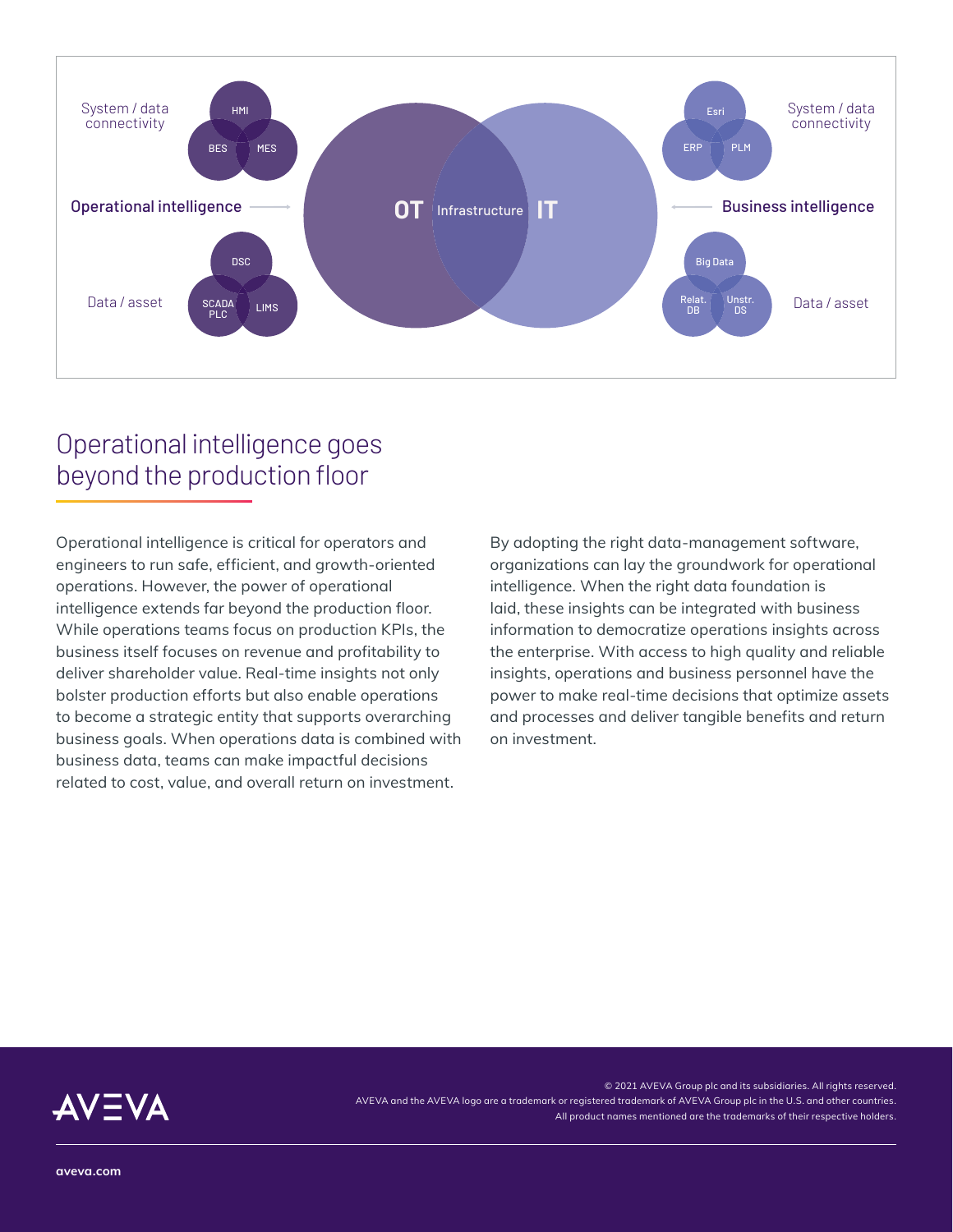System / data connectivity

HMI

BES

MES

Operational intelligence

DSC

Data / asset

SCADA PLC

LIMS

OT

Infrastructure

IT

Esri

System / data connectivity

ERP

PLM

Business intelligence

Big Data

Relat. DB

Unstr. DS

Data / asset

## Operational intelligence goes beyond the production floor

Operational intelligence is critical for operators and engineers to run safe, efficient, and growth-oriented operations. However, the power of operational intelligence extends far beyond the production floor. While operations teams focus on production KPIs, the business itself focuses on revenue and profitability to deliver shareholder value. Real-time insights not only bolster production efforts but also enable operations to become a strategic entity that supports overarching business goals. When operations data is combined with business data, teams can make impactful decisions related to cost, value, and overall return on investment.

By adopting the right data-management software, organizations can lay the groundwork for operational intelligence. When the right data foundation is laid, these insights can be integrated with business information to democratize operations insights across the enterprise. With access to high quality and reliable insights, operations and business personnel have the power to make real-time decisions that optimize assets and processes and deliver tangible benefits and return on investment.

AVEVA

© 2021 AVEVA Group plc and its subsidiaries. All rights reserved.
AVEVA and the AVEVA logo are a trademark or registered trademark of AVEVA Group plc in the U.S. and other countries.
All product names mentioned are the trademarks of their respective holders.

aveva.com